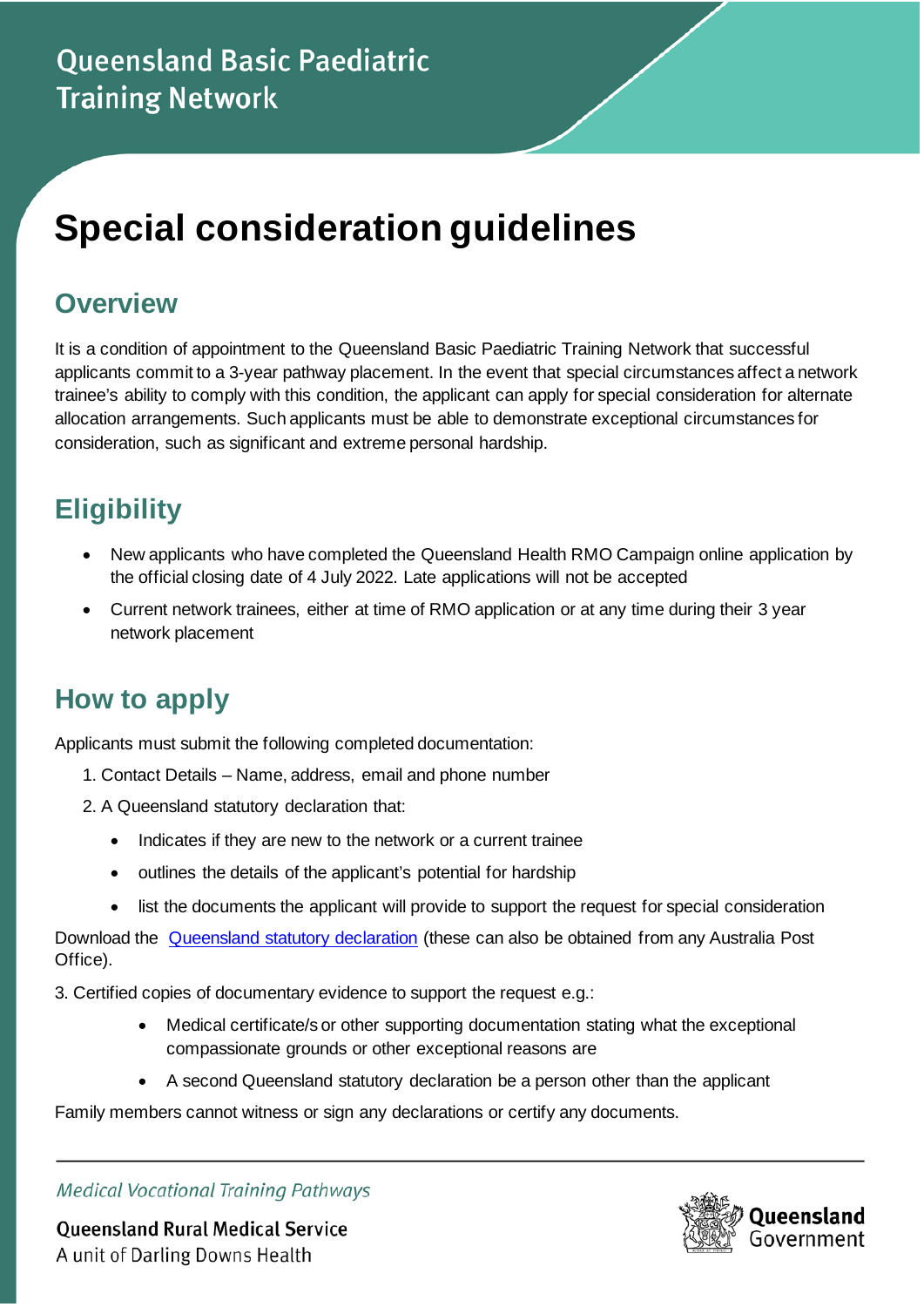Queensland Basic Paediatric Training Network

# Special consideration guidelines

## Overview

It is a condition of appointment to the Queensland Basic Paediatric Training Network that successful applicants commit to a 3-year pathway placement. In the event that special circumstances affect a network trainee's ability to comply with this condition, the applicant can apply for special consideration for alternate allocation arrangements. Such applicants must be able to demonstrate exceptional circumstances for consideration, such as significant and extreme personal hardship.

## Eligibility

- New applicants who have completed the Queensland Health RMO Campaign online application by the official closing date of 4 July 2022. Late applications will not be accepted
- Current network trainees, either at time of RMO application or at any time during their 3 year network placement

## How to apply

Applicants must submit the following completed documentation:

1. Contact Details – Name, address, email and phone number
2. A Queensland statutory declaration that:
   - Indicates if they are new to the network or a current trainee
   - outlines the details of the applicant's potential for hardship
   - list the documents the applicant will provide to support the request for special consideration

Download the [Queensland statutory declaration](#) (these can also be obtained from any Australia Post Office).

3. Certified copies of documentary evidence to support the request e.g.:
   - Medical certificate/s or other supporting documentation stating what the exceptional compassionate grounds or other exceptional reasons are
   - A second Queensland statutory declaration be a person other than the applicant

Family members cannot witness or sign any declarations or certify any documents.

*Medical Vocational Training Pathways*

**Queensland Rural Medical Service**
A unit of Darling Downs Health

Queensland Government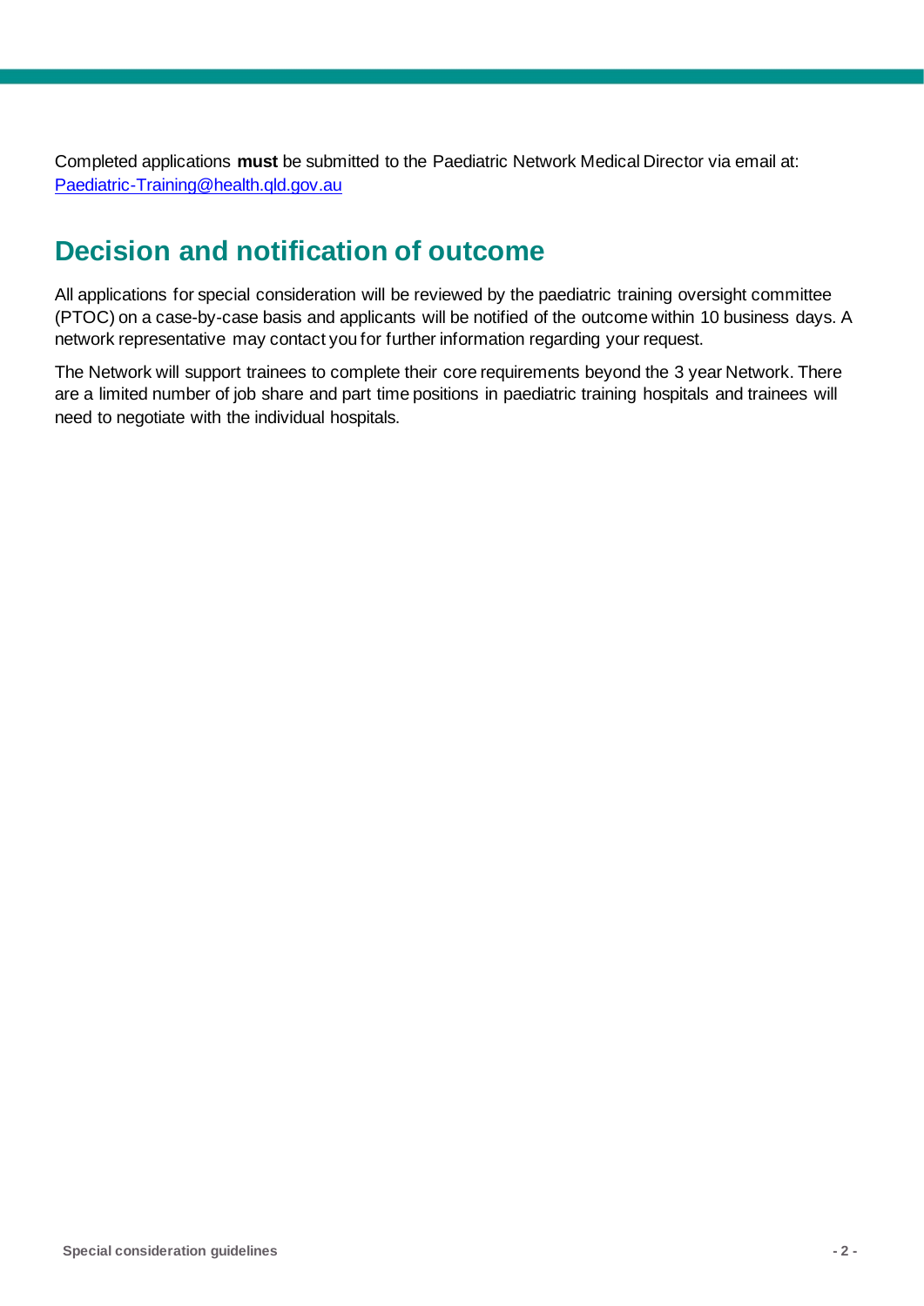Completed applications **must** be submitted to the Paediatric Network Medical Director via email at: [Paediatric-Training@health.qld.gov.au](mailto:Paediatric-Training@health.qld.gov.au)

## Decision and notification of outcome

All applications for special consideration will be reviewed by the paediatric training oversight committee (PTOC) on a case-by-case basis and applicants will be notified of the outcome within 10 business days. A network representative may contact you for further information regarding your request.

The Network will support trainees to complete their core requirements beyond the 3 year Network. There are a limited number of job share and part time positions in paediatric training hospitals and trainees will need to negotiate with the individual hospitals.